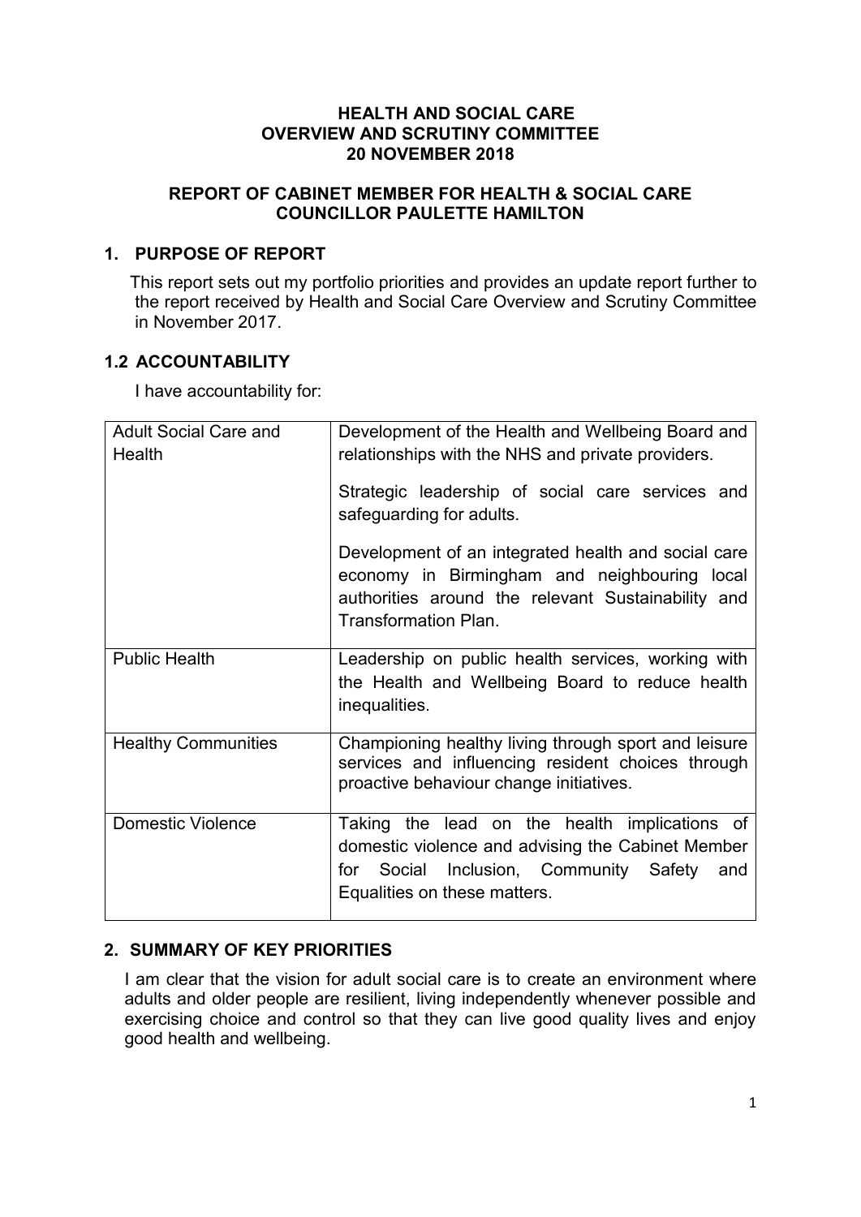**HEALTH AND SOCIAL CARE**
**OVERVIEW AND SCRUTINY COMMITTEE**
**20 NOVEMBER 2018**

**REPORT OF CABINET MEMBER FOR HEALTH & SOCIAL CARE**
**COUNCILLOR PAULETTE HAMILTON**

## 1. PURPOSE OF REPORT

This report sets out my portfolio priorities and provides an update report further to the report received by Health and Social Care Overview and Scrutiny Committee in November 2017.

## 1.2 ACCOUNTABILITY

I have accountability for:

| | |
|---|---|
| Adult Social Care and Health | Development of the Health and Wellbeing Board and relationships with the NHS and private providers.<br><br>Strategic leadership of social care services and safeguarding for adults.<br><br>Development of an integrated health and social care economy in Birmingham and neighbouring local authorities around the relevant Sustainability and Transformation Plan. |
| Public Health | Leadership on public health services, working with the Health and Wellbeing Board to reduce health inequalities. |
| Healthy Communities | Championing healthy living through sport and leisure services and influencing resident choices through proactive behaviour change initiatives. |
| Domestic Violence | Taking the lead on the health implications of domestic violence and advising the Cabinet Member for Social Inclusion, Community Safety and Equalities on these matters. |

## 2. SUMMARY OF KEY PRIORITIES

I am clear that the vision for adult social care is to create an environment where adults and older people are resilient, living independently whenever possible and exercising choice and control so that they can live good quality lives and enjoy good health and wellbeing.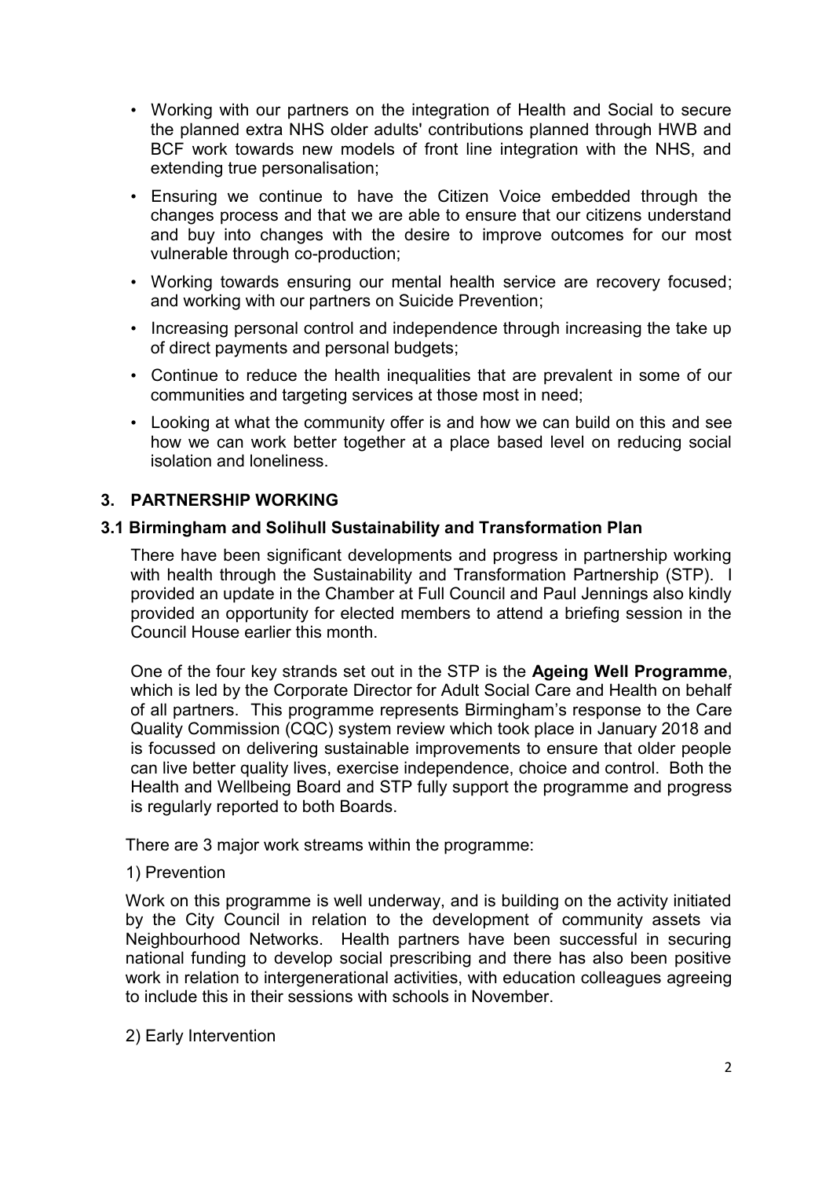- Working with our partners on the integration of Health and Social to secure the planned extra NHS older adults' contributions planned through HWB and BCF work towards new models of front line integration with the NHS, and extending true personalisation;
- Ensuring we continue to have the Citizen Voice embedded through the changes process and that we are able to ensure that our citizens understand and buy into changes with the desire to improve outcomes for our most vulnerable through co-production;
- Working towards ensuring our mental health service are recovery focused; and working with our partners on Suicide Prevention;
- Increasing personal control and independence through increasing the take up of direct payments and personal budgets;
- Continue to reduce the health inequalities that are prevalent in some of our communities and targeting services at those most in need;
- Looking at what the community offer is and how we can build on this and see how we can work better together at a place based level on reducing social isolation and loneliness.

## 3. PARTNERSHIP WORKING

### 3.1 Birmingham and Solihull Sustainability and Transformation Plan

There have been significant developments and progress in partnership working with health through the Sustainability and Transformation Partnership (STP). I provided an update in the Chamber at Full Council and Paul Jennings also kindly provided an opportunity for elected members to attend a briefing session in the Council House earlier this month.

One of the four key strands set out in the STP is the **Ageing Well Programme**, which is led by the Corporate Director for Adult Social Care and Health on behalf of all partners. This programme represents Birmingham's response to the Care Quality Commission (CQC) system review which took place in January 2018 and is focussed on delivering sustainable improvements to ensure that older people can live better quality lives, exercise independence, choice and control. Both the Health and Wellbeing Board and STP fully support the programme and progress is regularly reported to both Boards.

There are 3 major work streams within the programme:

1) Prevention

Work on this programme is well underway, and is building on the activity initiated by the City Council in relation to the development of community assets via Neighbourhood Networks. Health partners have been successful in securing national funding to develop social prescribing and there has also been positive work in relation to intergenerational activities, with education colleagues agreeing to include this in their sessions with schools in November.

2) Early Intervention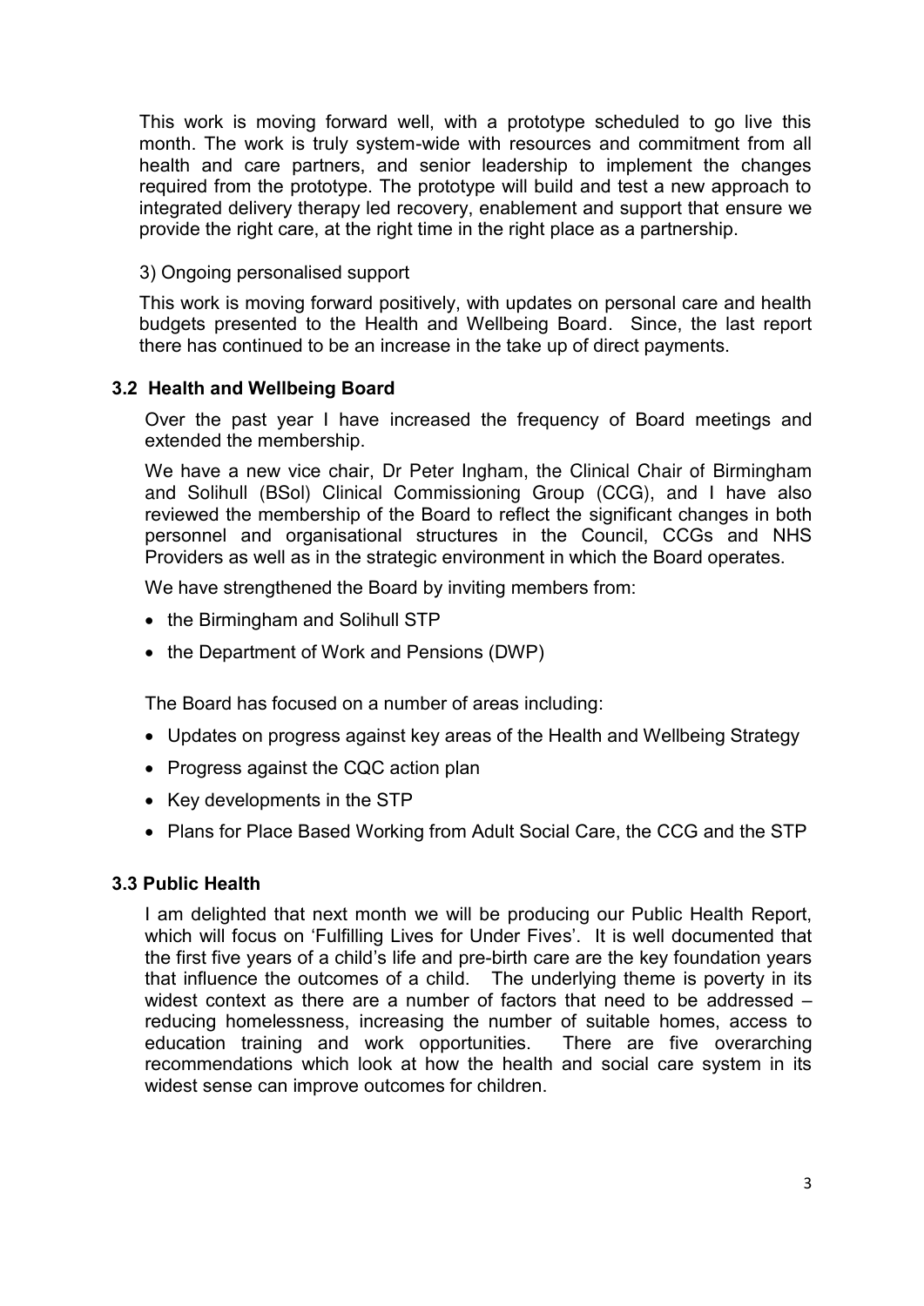This work is moving forward well, with a prototype scheduled to go live this month. The work is truly system-wide with resources and commitment from all health and care partners, and senior leadership to implement the changes required from the prototype. The prototype will build and test a new approach to integrated delivery therapy led recovery, enablement and support that ensure we provide the right care, at the right time in the right place as a partnership.

3) Ongoing personalised support

This work is moving forward positively, with updates on personal care and health budgets presented to the Health and Wellbeing Board. Since, the last report there has continued to be an increase in the take up of direct payments.

### 3.2 Health and Wellbeing Board

Over the past year I have increased the frequency of Board meetings and extended the membership.

We have a new vice chair, Dr Peter Ingham, the Clinical Chair of Birmingham and Solihull (BSol) Clinical Commissioning Group (CCG), and I have also reviewed the membership of the Board to reflect the significant changes in both personnel and organisational structures in the Council, CCGs and NHS Providers as well as in the strategic environment in which the Board operates.

We have strengthened the Board by inviting members from:

- the Birmingham and Solihull STP
- the Department of Work and Pensions (DWP)

The Board has focused on a number of areas including:

- Updates on progress against key areas of the Health and Wellbeing Strategy
- Progress against the CQC action plan
- Key developments in the STP
- Plans for Place Based Working from Adult Social Care, the CCG and the STP

### 3.3 Public Health

I am delighted that next month we will be producing our Public Health Report, which will focus on 'Fulfilling Lives for Under Fives'. It is well documented that the first five years of a child's life and pre-birth care are the key foundation years that influence the outcomes of a child. The underlying theme is poverty in its widest context as there are a number of factors that need to be addressed – reducing homelessness, increasing the number of suitable homes, access to education training and work opportunities. There are five overarching recommendations which look at how the health and social care system in its widest sense can improve outcomes for children.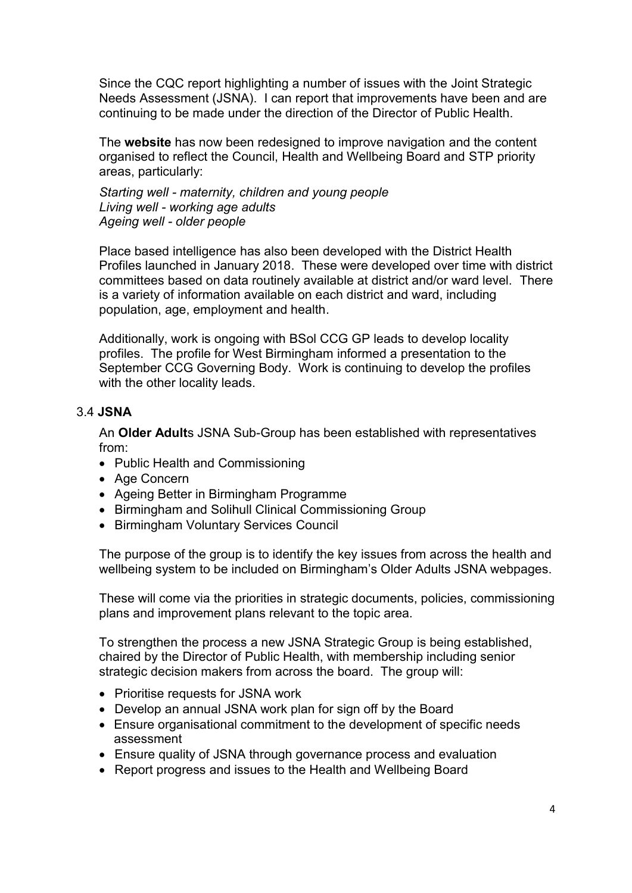Since the CQC report highlighting a number of issues with the Joint Strategic Needs Assessment (JSNA). I can report that improvements have been and are continuing to be made under the direction of the Director of Public Health.

The **website** has now been redesigned to improve navigation and the content organised to reflect the Council, Health and Wellbeing Board and STP priority areas, particularly:

*Starting well - maternity, children and young people*
*Living well - working age adults*
*Ageing well - older people*

Place based intelligence has also been developed with the District Health Profiles launched in January 2018. These were developed over time with district committees based on data routinely available at district and/or ward level. There is a variety of information available on each district and ward, including population, age, employment and health.

Additionally, work is ongoing with BSol CCG GP leads to develop locality profiles. The profile for West Birmingham informed a presentation to the September CCG Governing Body. Work is continuing to develop the profiles with the other locality leads.

3.4 **JSNA**

An **Older Adult**s JSNA Sub-Group has been established with representatives from:

- Public Health and Commissioning
- Age Concern
- Ageing Better in Birmingham Programme
- Birmingham and Solihull Clinical Commissioning Group
- Birmingham Voluntary Services Council

The purpose of the group is to identify the key issues from across the health and wellbeing system to be included on Birmingham's Older Adults JSNA webpages.

These will come via the priorities in strategic documents, policies, commissioning plans and improvement plans relevant to the topic area.

To strengthen the process a new JSNA Strategic Group is being established, chaired by the Director of Public Health, with membership including senior strategic decision makers from across the board. The group will:

- Prioritise requests for JSNA work
- Develop an annual JSNA work plan for sign off by the Board
- Ensure organisational commitment to the development of specific needs assessment
- Ensure quality of JSNA through governance process and evaluation
- Report progress and issues to the Health and Wellbeing Board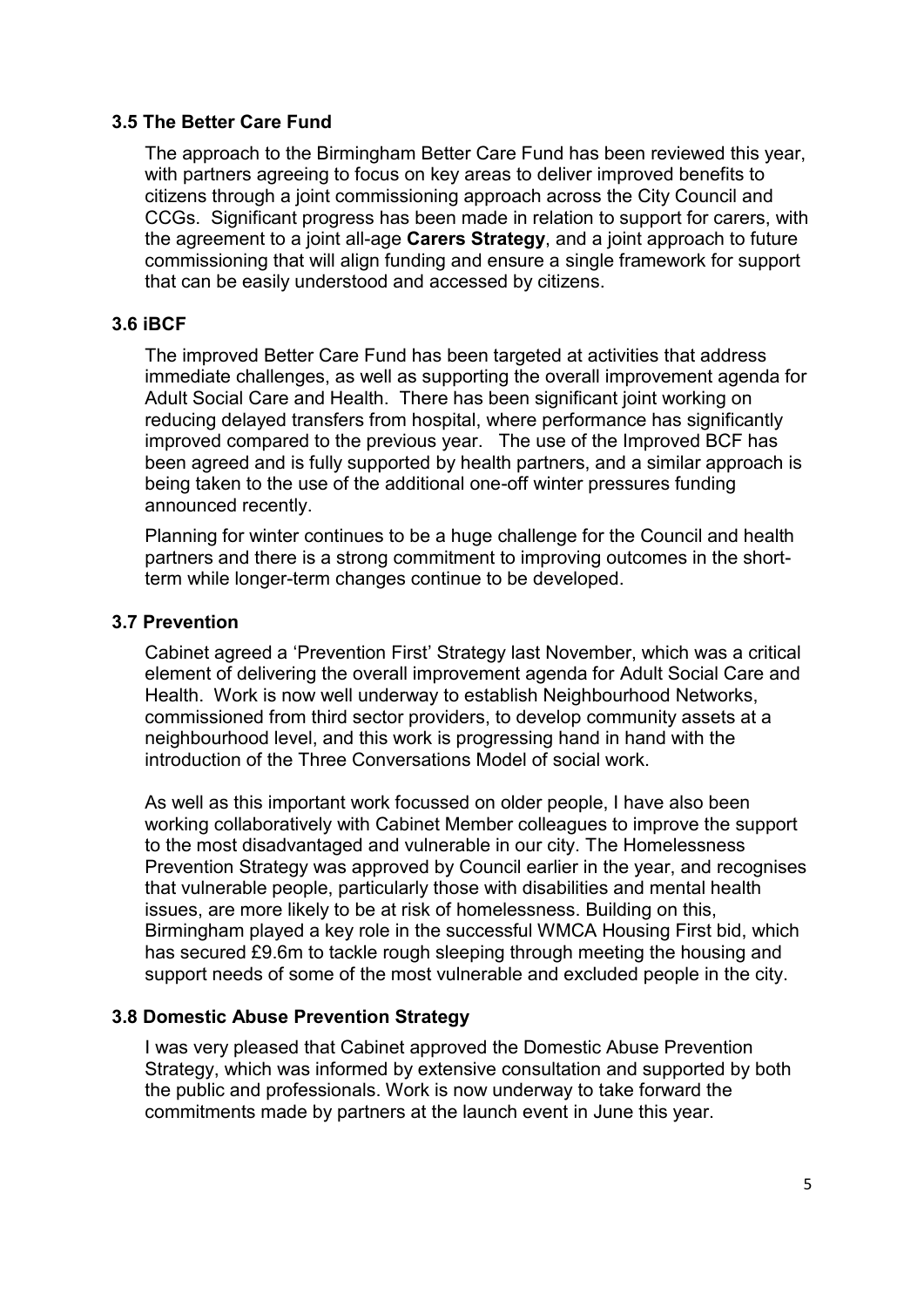### 3.5 The Better Care Fund

The approach to the Birmingham Better Care Fund has been reviewed this year, with partners agreeing to focus on key areas to deliver improved benefits to citizens through a joint commissioning approach across the City Council and CCGs. Significant progress has been made in relation to support for carers, with the agreement to a joint all-age **Carers Strategy**, and a joint approach to future commissioning that will align funding and ensure a single framework for support that can be easily understood and accessed by citizens.

### 3.6 iBCF

The improved Better Care Fund has been targeted at activities that address immediate challenges, as well as supporting the overall improvement agenda for Adult Social Care and Health. There has been significant joint working on reducing delayed transfers from hospital, where performance has significantly improved compared to the previous year. The use of the Improved BCF has been agreed and is fully supported by health partners, and a similar approach is being taken to the use of the additional one-off winter pressures funding announced recently.

Planning for winter continues to be a huge challenge for the Council and health partners and there is a strong commitment to improving outcomes in the short-term while longer-term changes continue to be developed.

### 3.7 Prevention

Cabinet agreed a 'Prevention First' Strategy last November, which was a critical element of delivering the overall improvement agenda for Adult Social Care and Health. Work is now well underway to establish Neighbourhood Networks, commissioned from third sector providers, to develop community assets at a neighbourhood level, and this work is progressing hand in hand with the introduction of the Three Conversations Model of social work.

As well as this important work focussed on older people, I have also been working collaboratively with Cabinet Member colleagues to improve the support to the most disadvantaged and vulnerable in our city. The Homelessness Prevention Strategy was approved by Council earlier in the year, and recognises that vulnerable people, particularly those with disabilities and mental health issues, are more likely to be at risk of homelessness. Building on this, Birmingham played a key role in the successful WMCA Housing First bid, which has secured £9.6m to tackle rough sleeping through meeting the housing and support needs of some of the most vulnerable and excluded people in the city.

### 3.8 Domestic Abuse Prevention Strategy

I was very pleased that Cabinet approved the Domestic Abuse Prevention Strategy, which was informed by extensive consultation and supported by both the public and professionals. Work is now underway to take forward the commitments made by partners at the launch event in June this year.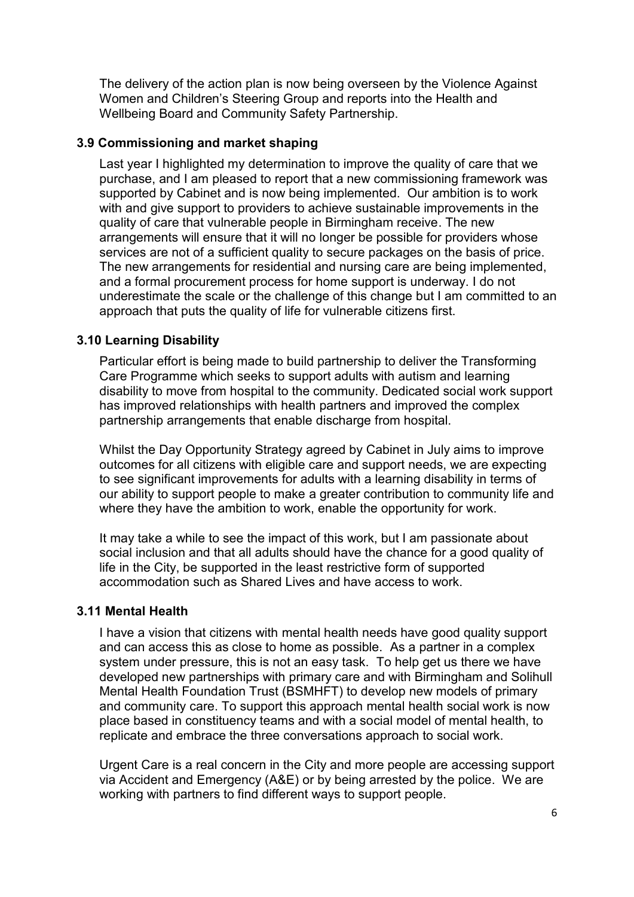The delivery of the action plan is now being overseen by the Violence Against Women and Children's Steering Group and reports into the Health and Wellbeing Board and Community Safety Partnership.

### 3.9 Commissioning and market shaping

Last year I highlighted my determination to improve the quality of care that we purchase, and I am pleased to report that a new commissioning framework was supported by Cabinet and is now being implemented. Our ambition is to work with and give support to providers to achieve sustainable improvements in the quality of care that vulnerable people in Birmingham receive. The new arrangements will ensure that it will no longer be possible for providers whose services are not of a sufficient quality to secure packages on the basis of price. The new arrangements for residential and nursing care are being implemented, and a formal procurement process for home support is underway. I do not underestimate the scale or the challenge of this change but I am committed to an approach that puts the quality of life for vulnerable citizens first.

### 3.10 Learning Disability

Particular effort is being made to build partnership to deliver the Transforming Care Programme which seeks to support adults with autism and learning disability to move from hospital to the community. Dedicated social work support has improved relationships with health partners and improved the complex partnership arrangements that enable discharge from hospital.

Whilst the Day Opportunity Strategy agreed by Cabinet in July aims to improve outcomes for all citizens with eligible care and support needs, we are expecting to see significant improvements for adults with a learning disability in terms of our ability to support people to make a greater contribution to community life and where they have the ambition to work, enable the opportunity for work.

It may take a while to see the impact of this work, but I am passionate about social inclusion and that all adults should have the chance for a good quality of life in the City, be supported in the least restrictive form of supported accommodation such as Shared Lives and have access to work.

### 3.11 Mental Health

I have a vision that citizens with mental health needs have good quality support and can access this as close to home as possible. As a partner in a complex system under pressure, this is not an easy task. To help get us there we have developed new partnerships with primary care and with Birmingham and Solihull Mental Health Foundation Trust (BSMHFT) to develop new models of primary and community care. To support this approach mental health social work is now place based in constituency teams and with a social model of mental health, to replicate and embrace the three conversations approach to social work.

Urgent Care is a real concern in the City and more people are accessing support via Accident and Emergency (A&E) or by being arrested by the police. We are working with partners to find different ways to support people.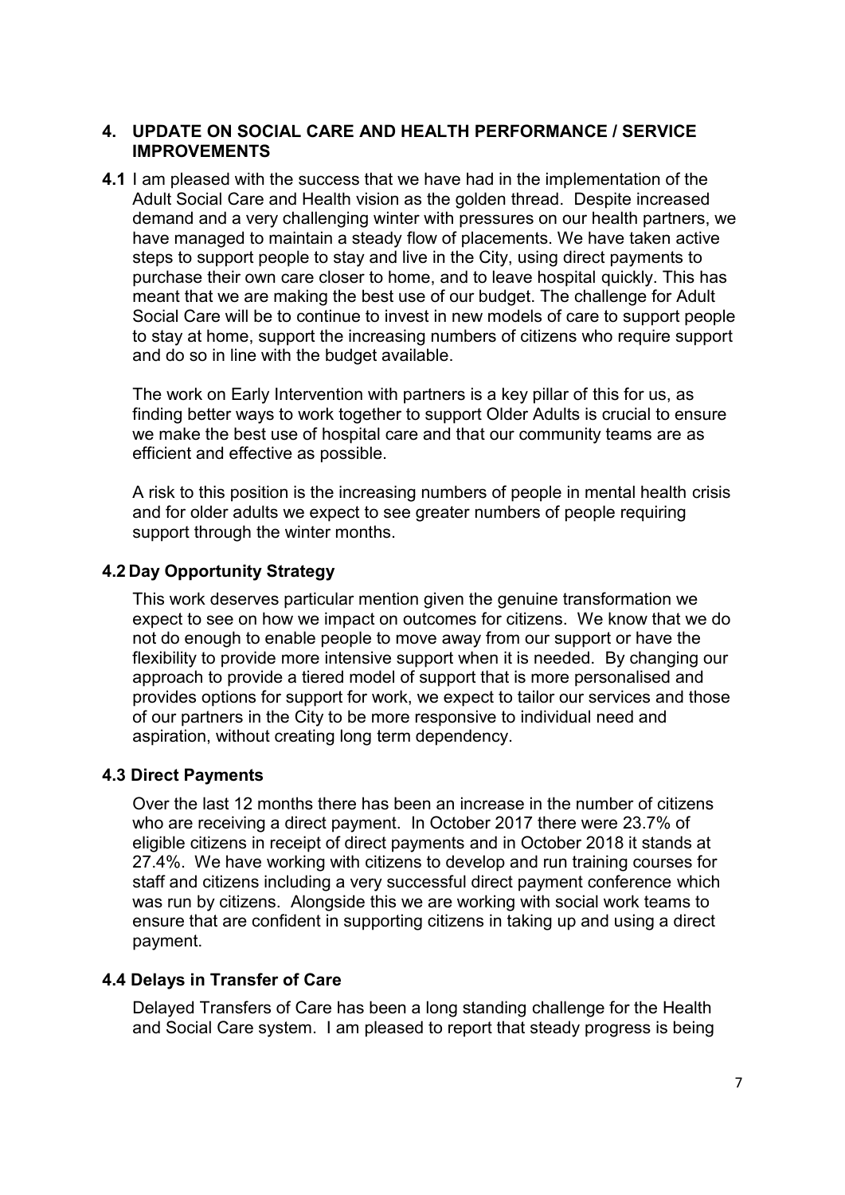## 4. UPDATE ON SOCIAL CARE AND HEALTH PERFORMANCE / SERVICE IMPROVEMENTS

**4.1** I am pleased with the success that we have had in the implementation of the Adult Social Care and Health vision as the golden thread. Despite increased demand and a very challenging winter with pressures on our health partners, we have managed to maintain a steady flow of placements. We have taken active steps to support people to stay and live in the City, using direct payments to purchase their own care closer to home, and to leave hospital quickly. This has meant that we are making the best use of our budget. The challenge for Adult Social Care will be to continue to invest in new models of care to support people to stay at home, support the increasing numbers of citizens who require support and do so in line with the budget available.

The work on Early Intervention with partners is a key pillar of this for us, as finding better ways to work together to support Older Adults is crucial to ensure we make the best use of hospital care and that our community teams are as efficient and effective as possible.

A risk to this position is the increasing numbers of people in mental health crisis and for older adults we expect to see greater numbers of people requiring support through the winter months.

### 4.2 Day Opportunity Strategy

This work deserves particular mention given the genuine transformation we expect to see on how we impact on outcomes for citizens. We know that we do not do enough to enable people to move away from our support or have the flexibility to provide more intensive support when it is needed. By changing our approach to provide a tiered model of support that is more personalised and provides options for support for work, we expect to tailor our services and those of our partners in the City to be more responsive to individual need and aspiration, without creating long term dependency.

### 4.3 Direct Payments

Over the last 12 months there has been an increase in the number of citizens who are receiving a direct payment. In October 2017 there were 23.7% of eligible citizens in receipt of direct payments and in October 2018 it stands at 27.4%. We have working with citizens to develop and run training courses for staff and citizens including a very successful direct payment conference which was run by citizens. Alongside this we are working with social work teams to ensure that are confident in supporting citizens in taking up and using a direct payment.

### 4.4 Delays in Transfer of Care

Delayed Transfers of Care has been a long standing challenge for the Health and Social Care system. I am pleased to report that steady progress is being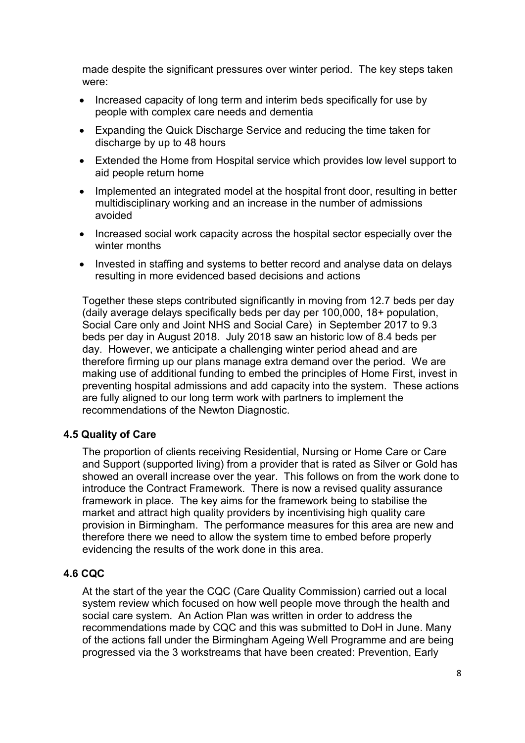made despite the significant pressures over winter period. The key steps taken were:

- Increased capacity of long term and interim beds specifically for use by people with complex care needs and dementia
- Expanding the Quick Discharge Service and reducing the time taken for discharge by up to 48 hours
- Extended the Home from Hospital service which provides low level support to aid people return home
- Implemented an integrated model at the hospital front door, resulting in better multidisciplinary working and an increase in the number of admissions avoided
- Increased social work capacity across the hospital sector especially over the winter months
- Invested in staffing and systems to better record and analyse data on delays resulting in more evidenced based decisions and actions

Together these steps contributed significantly in moving from 12.7 beds per day (daily average delays specifically beds per day per 100,000, 18+ population, Social Care only and Joint NHS and Social Care) in September 2017 to 9.3 beds per day in August 2018. July 2018 saw an historic low of 8.4 beds per day. However, we anticipate a challenging winter period ahead and are therefore firming up our plans manage extra demand over the period. We are making use of additional funding to embed the principles of Home First, invest in preventing hospital admissions and add capacity into the system. These actions are fully aligned to our long term work with partners to implement the recommendations of the Newton Diagnostic.

### 4.5 Quality of Care

The proportion of clients receiving Residential, Nursing or Home Care or Care and Support (supported living) from a provider that is rated as Silver or Gold has showed an overall increase over the year. This follows on from the work done to introduce the Contract Framework. There is now a revised quality assurance framework in place. The key aims for the framework being to stabilise the market and attract high quality providers by incentivising high quality care provision in Birmingham. The performance measures for this area are new and therefore there we need to allow the system time to embed before properly evidencing the results of the work done in this area.

### 4.6 CQC

At the start of the year the CQC (Care Quality Commission) carried out a local system review which focused on how well people move through the health and social care system. An Action Plan was written in order to address the recommendations made by CQC and this was submitted to DoH in June. Many of the actions fall under the Birmingham Ageing Well Programme and are being progressed via the 3 workstreams that have been created: Prevention, Early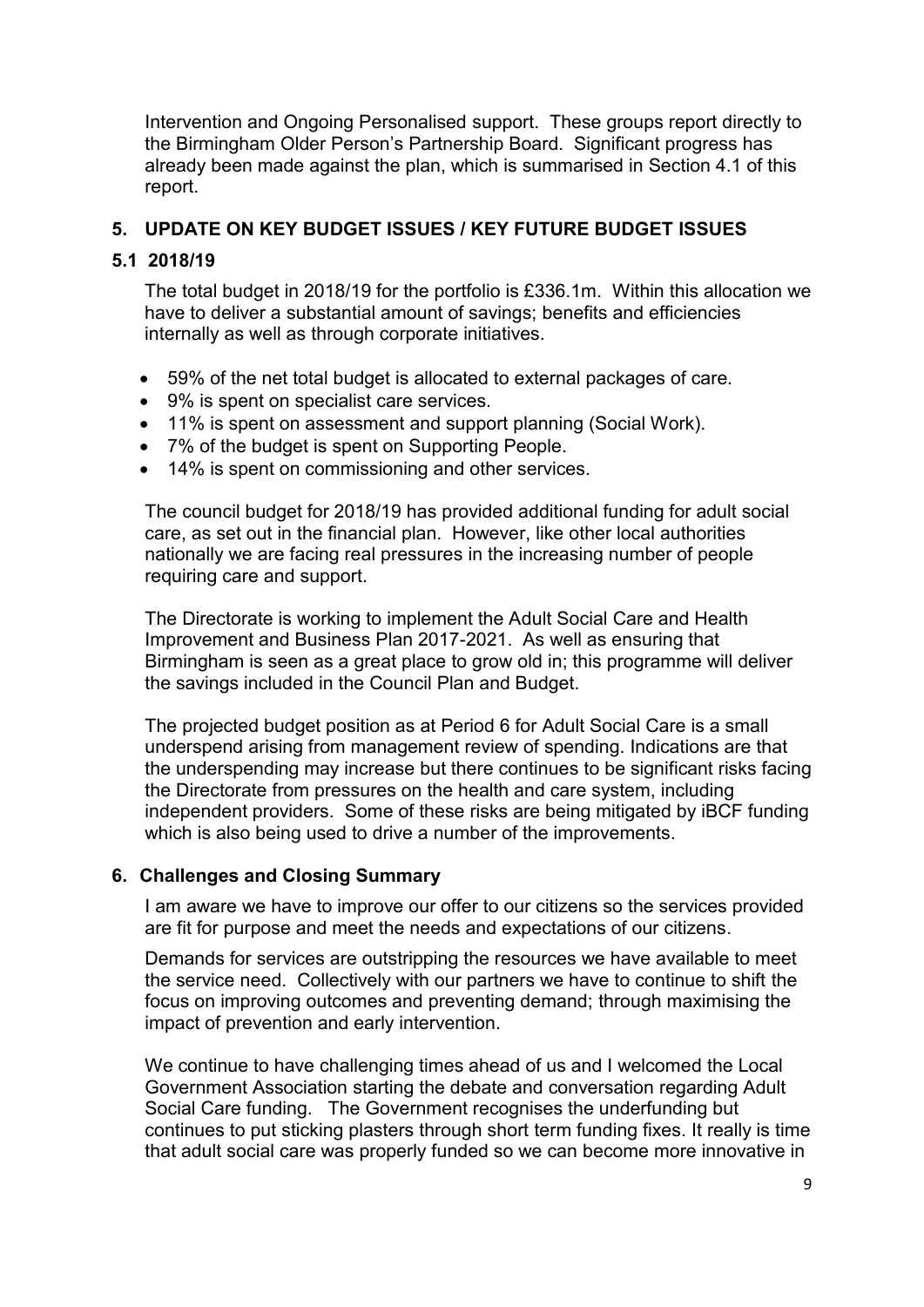Intervention and Ongoing Personalised support. These groups report directly to the Birmingham Older Person's Partnership Board. Significant progress has already been made against the plan, which is summarised in Section 4.1 of this report.

## 5. UPDATE ON KEY BUDGET ISSUES / KEY FUTURE BUDGET ISSUES

### 5.1 2018/19

The total budget in 2018/19 for the portfolio is £336.1m. Within this allocation we have to deliver a substantial amount of savings; benefits and efficiencies internally as well as through corporate initiatives.

- 59% of the net total budget is allocated to external packages of care.
- 9% is spent on specialist care services.
- 11% is spent on assessment and support planning (Social Work).
- 7% of the budget is spent on Supporting People.
- 14% is spent on commissioning and other services.

The council budget for 2018/19 has provided additional funding for adult social care, as set out in the financial plan. However, like other local authorities nationally we are facing real pressures in the increasing number of people requiring care and support.

The Directorate is working to implement the Adult Social Care and Health Improvement and Business Plan 2017-2021. As well as ensuring that Birmingham is seen as a great place to grow old in; this programme will deliver the savings included in the Council Plan and Budget.

The projected budget position as at Period 6 for Adult Social Care is a small underspend arising from management review of spending. Indications are that the underspending may increase but there continues to be significant risks facing the Directorate from pressures on the health and care system, including independent providers. Some of these risks are being mitigated by iBCF funding which is also being used to drive a number of the improvements.

## 6. Challenges and Closing Summary

I am aware we have to improve our offer to our citizens so the services provided are fit for purpose and meet the needs and expectations of our citizens.

Demands for services are outstripping the resources we have available to meet the service need. Collectively with our partners we have to continue to shift the focus on improving outcomes and preventing demand; through maximising the impact of prevention and early intervention.

We continue to have challenging times ahead of us and I welcomed the Local Government Association starting the debate and conversation regarding Adult Social Care funding. The Government recognises the underfunding but continues to put sticking plasters through short term funding fixes. It really is time that adult social care was properly funded so we can become more innovative in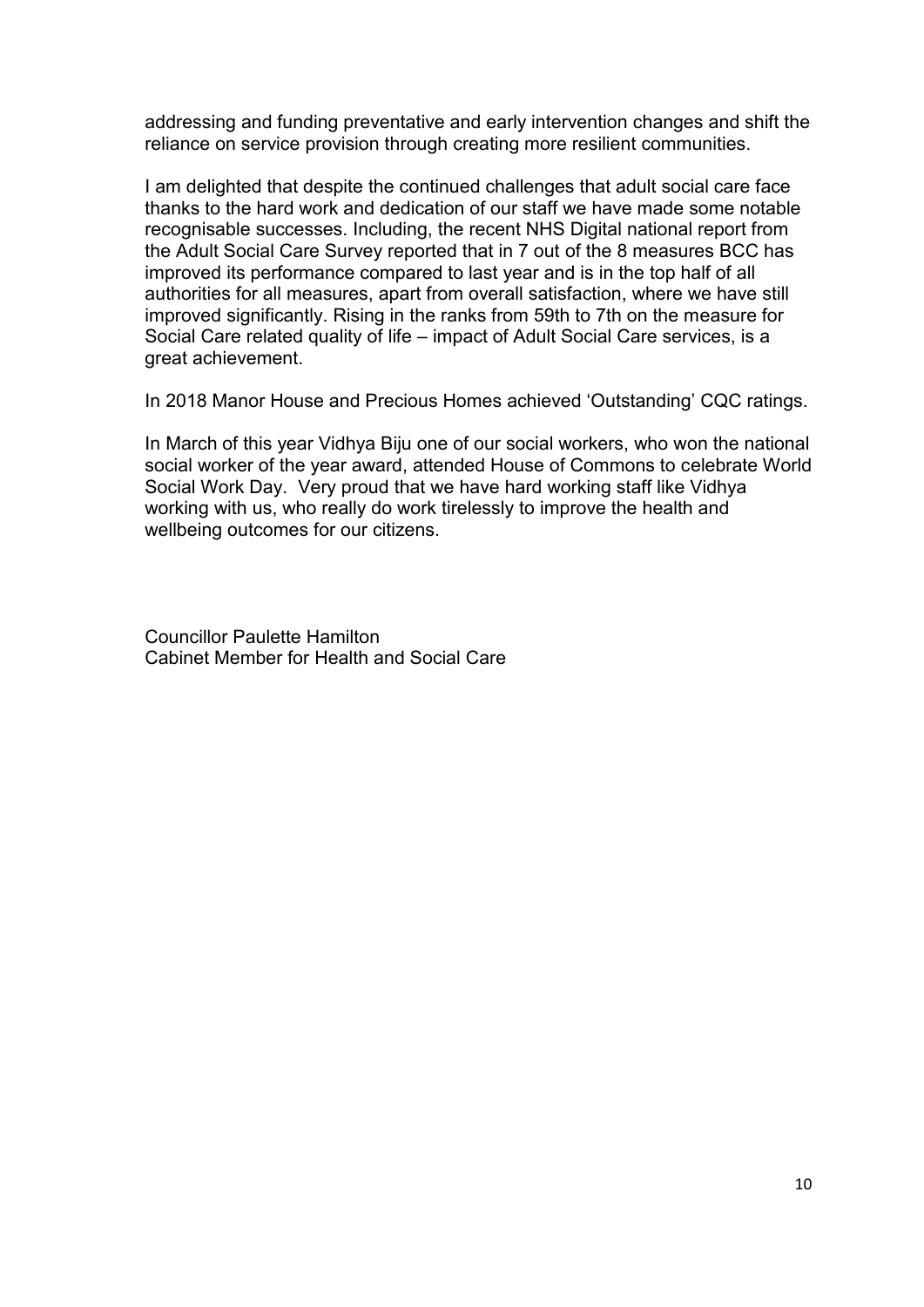addressing and funding preventative and early intervention changes and shift the reliance on service provision through creating more resilient communities.

I am delighted that despite the continued challenges that adult social care face thanks to the hard work and dedication of our staff we have made some notable recognisable successes. Including, the recent NHS Digital national report from the Adult Social Care Survey reported that in 7 out of the 8 measures BCC has improved its performance compared to last year and is in the top half of all authorities for all measures, apart from overall satisfaction, where we have still improved significantly. Rising in the ranks from 59th to 7th on the measure for Social Care related quality of life – impact of Adult Social Care services, is a great achievement.

In 2018 Manor House and Precious Homes achieved 'Outstanding' CQC ratings.

In March of this year Vidhya Biju one of our social workers, who won the national social worker of the year award, attended House of Commons to celebrate World Social Work Day. Very proud that we have hard working staff like Vidhya working with us, who really do work tirelessly to improve the health and wellbeing outcomes for our citizens.

Councillor Paulette Hamilton
Cabinet Member for Health and Social Care